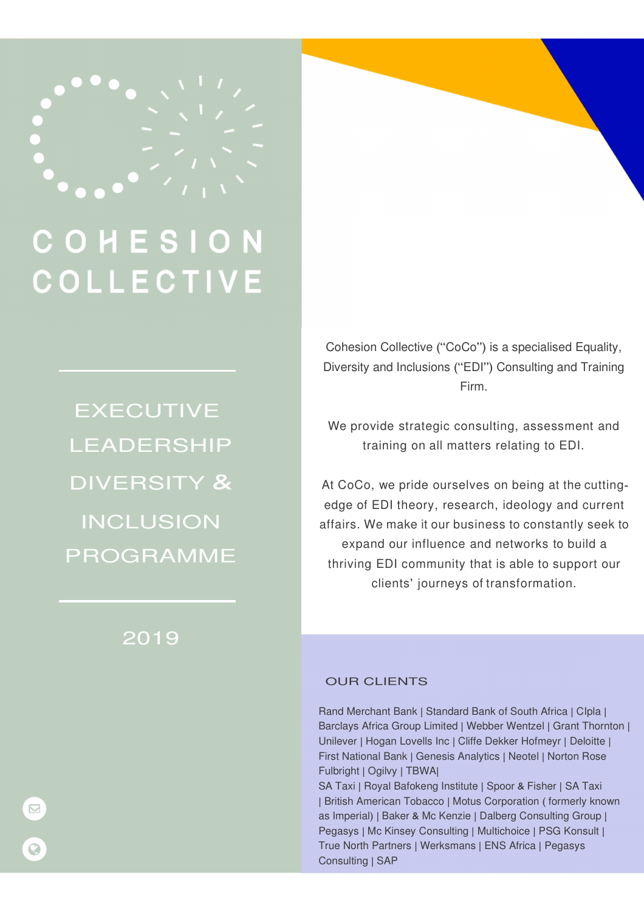# COHESION COLLECTIVE

## EXECUTIVE LEADERSHIP DIVERSITY & INCLUSION PROGRAMME

2019

Cohesion Collective ("CoCo") is a specialised Equality, Diversity and Inclusions ("EDI") Consulting and Training Firm.

We provide strategic consulting, assessment and training on all matters relating to EDI.

At CoCo, we pride ourselves on being at the cutting-edge of EDI theory, research, ideology and current affairs. We make it our business to constantly seek to expand our influence and networks to build a thriving EDI community that is able to support our clients' journeys of transformation.

### OUR CLIENTS

Rand Merchant Bank | Standard Bank of South Africa | Clpla | Barclays Africa Group Limited | Webber Wentzel | Grant Thornton | Unilever | Hogan Lovells Inc | Cliffe Dekker Hofmeyr | Deloitte | First National Bank | Genesis Analytics | Neotel | Norton Rose Fulbright | Ogilvy | TBWA|
SA Taxi | Royal Bafokeng Institute | Spoor & Fisher | SA Taxi | British American Tobacco | Motus Corporation ( formerly known as Imperial) | Baker & Mc Kenzie | Dalberg Consulting Group | Pegasys | Mc Kinsey Consulting | Multichoice | PSG Konsult | True North Partners | Werksmans | ENS Africa | Pegasys Consulting | SAP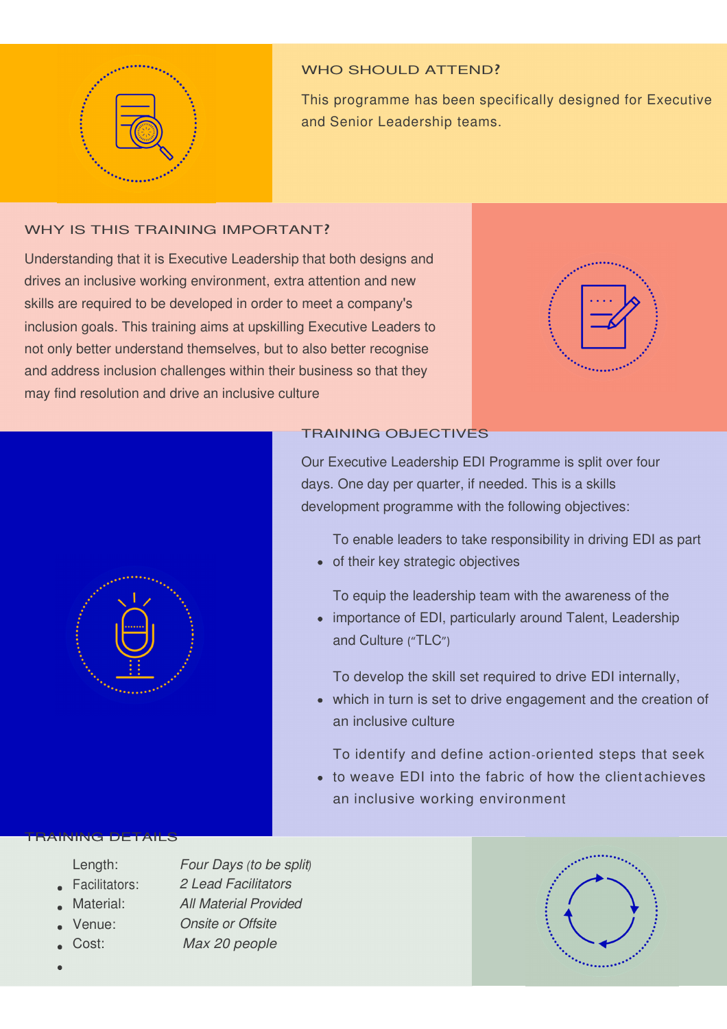## WHO SHOULD ATTEND?

This programme has been specifically designed for Executive and Senior Leadership teams.

## WHY IS THIS TRAINING IMPORTANT?

Understanding that it is Executive Leadership that both designs and drives an inclusive working environment, extra attention and new skills are required to be developed in order to meet a company's inclusion goals. This training aims at upskilling Executive Leaders to not only better understand themselves, but to also better recognise and address inclusion challenges within their business so that they may find resolution and drive an inclusive culture

## TRAINING OBJECTIVES

Our Executive Leadership EDI Programme is split over four days. One day per quarter, if needed. This is a skills development programme with the following objectives:

- To enable leaders to take responsibility in driving EDI as part of their key strategic objectives
- To equip the leadership team with the awareness of the importance of EDI, particularly around Talent, Leadership and Culture ("TLC")
- To develop the skill set required to drive EDI internally, which in turn is set to drive engagement and the creation of an inclusive culture
- To identify and define action-oriented steps that seek to weave EDI into the fabric of how the client achieves an inclusive working environment

## TRAINING DETAILS

- Length: *Four Days (to be split)*
- Facilitators: *2 Lead Facilitators*
- Material: *All Material Provided*
- Venue: *Onsite or Offsite*
- Cost: *Max 20 people*